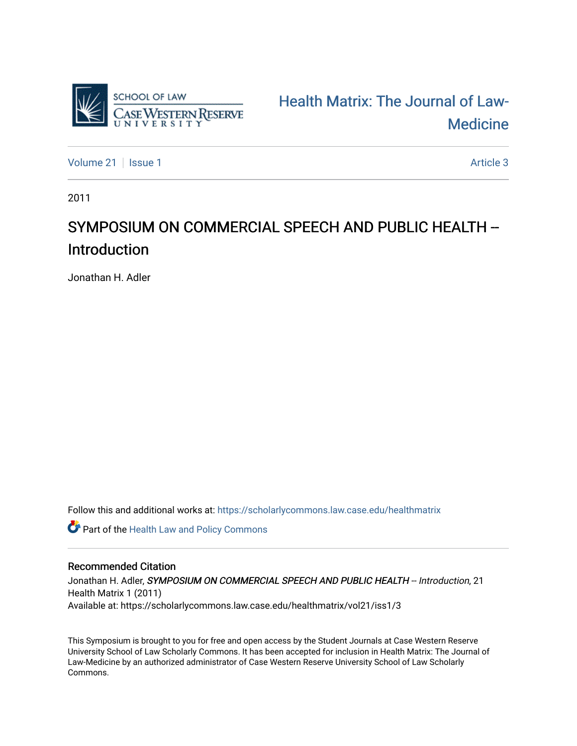SCHOOL OF LAW
CASE WESTERN RESERVE UNIVERSITY

Health Matrix: The Journal of Law-Medicine

Volume 21 | Issue 1 | Article 3

2011

# SYMPOSIUM ON COMMERCIAL SPEECH AND PUBLIC HEALTH -- Introduction

Jonathan H. Adler

Follow this and additional works at: https://scholarlycommons.law.case.edu/healthmatrix

Part of the Health Law and Policy Commons

## Recommended Citation

Jonathan H. Adler, *SYMPOSIUM ON COMMERCIAL SPEECH AND PUBLIC HEALTH -- Introduction*, 21 Health Matrix 1 (2011)
Available at: https://scholarlycommons.law.case.edu/healthmatrix/vol21/iss1/3

This Symposium is brought to you for free and open access by the Student Journals at Case Western Reserve University School of Law Scholarly Commons. It has been accepted for inclusion in Health Matrix: The Journal of Law-Medicine by an authorized administrator of Case Western Reserve University School of Law Scholarly Commons.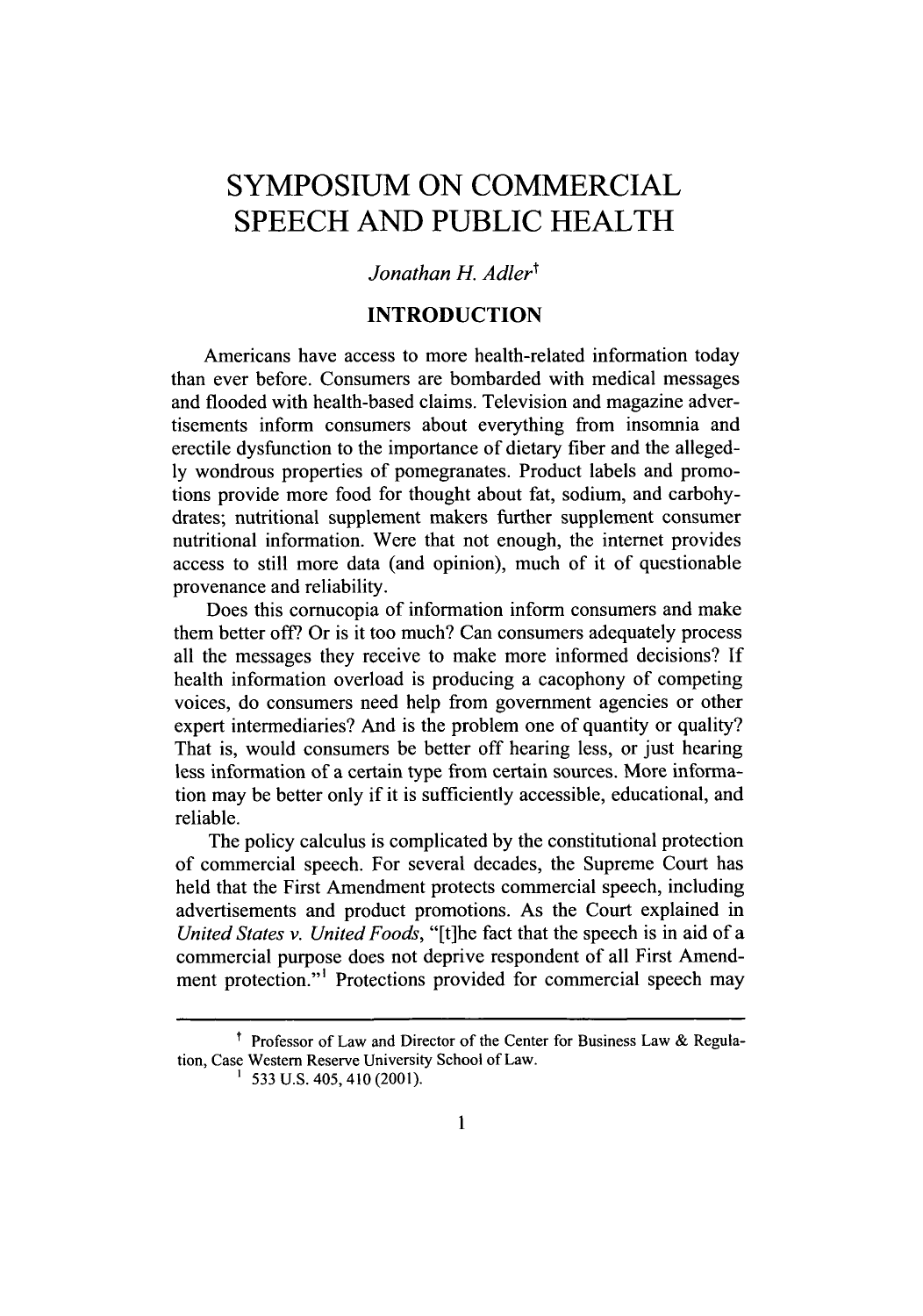# SYMPOSIUM ON COMMERCIAL SPEECH AND PUBLIC HEALTH

*Jonathan H. Adler*†

## INTRODUCTION

Americans have access to more health-related information today than ever before. Consumers are bombarded with medical messages and flooded with health-based claims. Television and magazine advertisements inform consumers about everything from insomnia and erectile dysfunction to the importance of dietary fiber and the allegedly wondrous properties of pomegranates. Product labels and promotions provide more food for thought about fat, sodium, and carbohydrates; nutritional supplement makers further supplement consumer nutritional information. Were that not enough, the internet provides access to still more data (and opinion), much of it of questionable provenance and reliability.

Does this cornucopia of information inform consumers and make them better off? Or is it too much? Can consumers adequately process all the messages they receive to make more informed decisions? If health information overload is producing a cacophony of competing voices, do consumers need help from government agencies or other expert intermediaries? And is the problem one of quantity or quality? That is, would consumers be better off hearing less, or just hearing less information of a certain type from certain sources. More information may be better only if it is sufficiently accessible, educational, and reliable.

The policy calculus is complicated by the constitutional protection of commercial speech. For several decades, the Supreme Court has held that the First Amendment protects commercial speech, including advertisements and product promotions. As the Court explained in *United States v. United Foods*, "[t]he fact that the speech is in aid of a commercial purpose does not deprive respondent of all First Amendment protection."[1] Protections provided for commercial speech may

---

† Professor of Law and Director of the Center for Business Law & Regulation, Case Western Reserve University School of Law.

[1] 533 U.S. 405, 410 (2001).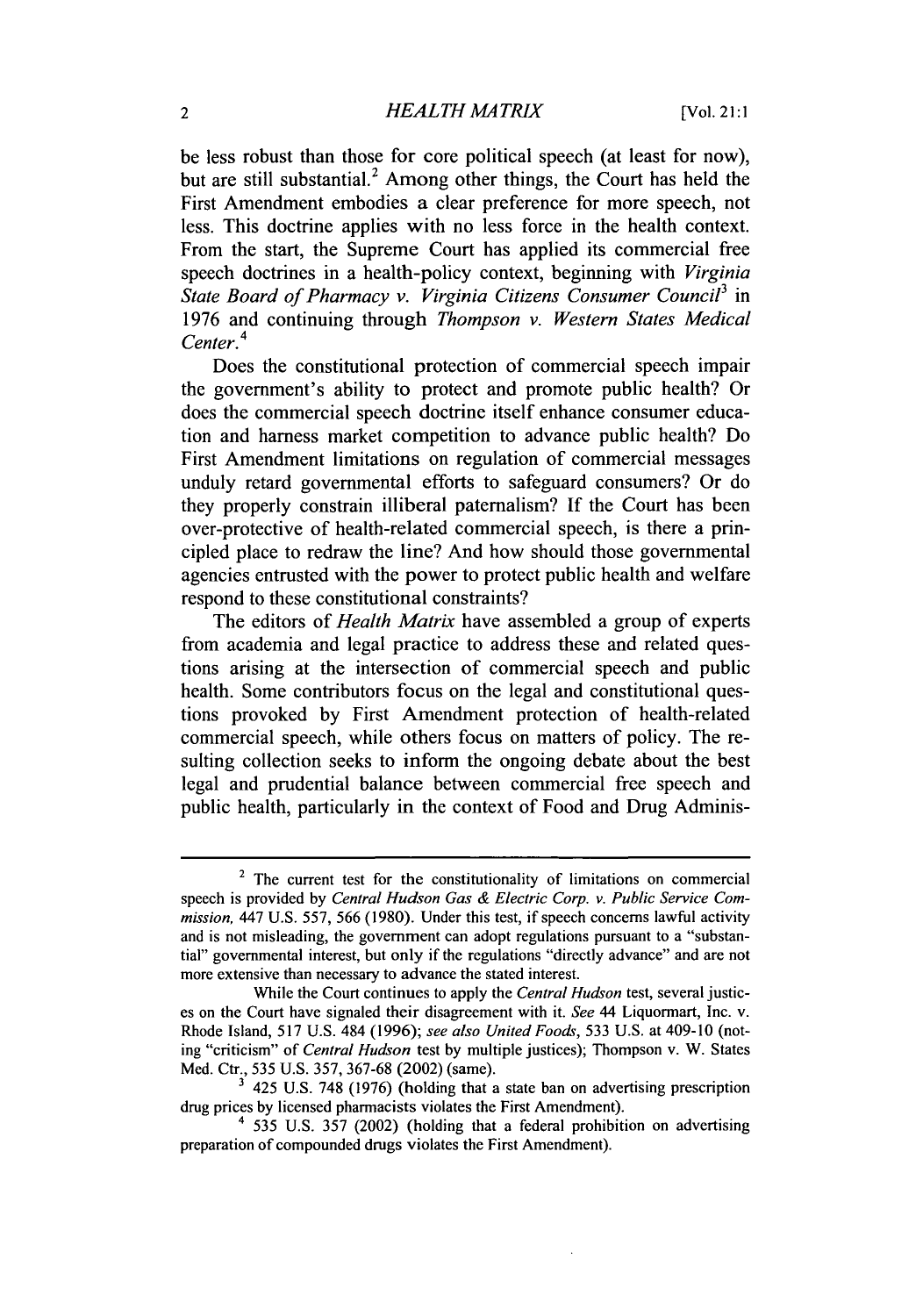be less robust than those for core political speech (at least for now), but are still substantial.[2] Among other things, the Court has held the First Amendment embodies a clear preference for more speech, not less. This doctrine applies with no less force in the health context. From the start, the Supreme Court has applied its commercial free speech doctrines in a health-policy context, beginning with *Virginia State Board of Pharmacy v. Virginia Citizens Consumer Council*[3] in 1976 and continuing through *Thompson v. Western States Medical Center.*[4]

Does the constitutional protection of commercial speech impair the government's ability to protect and promote public health? Or does the commercial speech doctrine itself enhance consumer education and harness market competition to advance public health? Do First Amendment limitations on regulation of commercial messages unduly retard governmental efforts to safeguard consumers? Or do they properly constrain illiberal paternalism? If the Court has been over-protective of health-related commercial speech, is there a principled place to redraw the line? And how should those governmental agencies entrusted with the power to protect public health and welfare respond to these constitutional constraints?

The editors of *Health Matrix* have assembled a group of experts from academia and legal practice to address these and related questions arising at the intersection of commercial speech and public health. Some contributors focus on the legal and constitutional questions provoked by First Amendment protection of health-related commercial speech, while others focus on matters of policy. The resulting collection seeks to inform the ongoing debate about the best legal and prudential balance between commercial free speech and public health, particularly in the context of Food and Drug Adminis-

---

[2] The current test for the constitutionality of limitations on commercial speech is provided by *Central Hudson Gas & Electric Corp. v. Public Service Commission,* 447 U.S. 557, 566 (1980). Under this test, if speech concerns lawful activity and is not misleading, the government can adopt regulations pursuant to a "substantial" governmental interest, but only if the regulations "directly advance" and are not more extensive than necessary to advance the stated interest.

While the Court continues to apply the *Central Hudson* test, several justices on the Court have signaled their disagreement with it. *See* 44 Liquormart, Inc. v. Rhode Island, 517 U.S. 484 (1996); *see also United Foods*, 533 U.S. at 409-10 (noting "criticism" of *Central Hudson* test by multiple justices); Thompson v. W. States Med. Ctr., 535 U.S. 357, 367-68 (2002) (same).

[3] 425 U.S. 748 (1976) (holding that a state ban on advertising prescription drug prices by licensed pharmacists violates the First Amendment).

[4] 535 U.S. 357 (2002) (holding that a federal prohibition on advertising preparation of compounded drugs violates the First Amendment).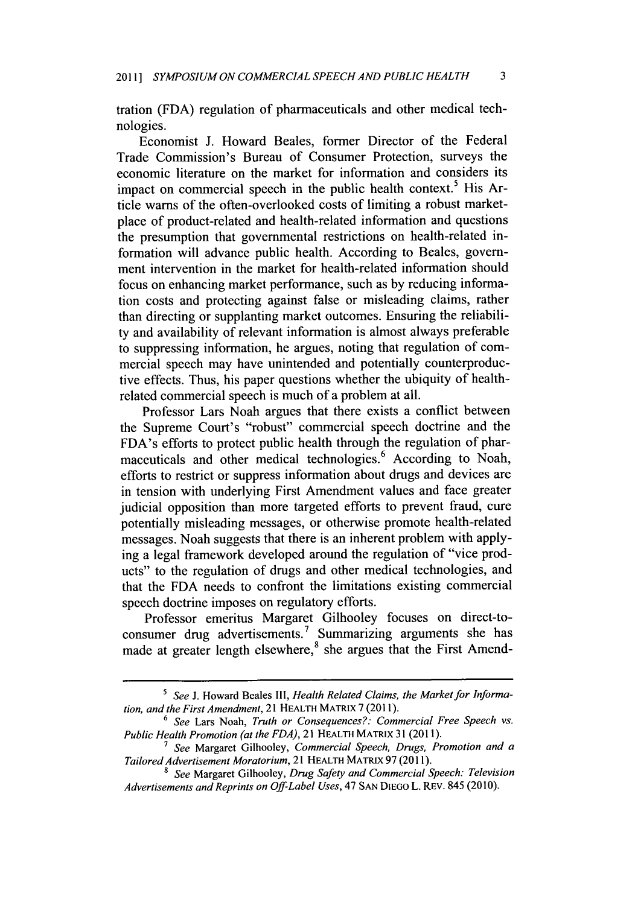tration (FDA) regulation of pharmaceuticals and other medical technologies.

Economist J. Howard Beales, former Director of the Federal Trade Commission's Bureau of Consumer Protection, surveys the economic literature on the market for information and considers its impact on commercial speech in the public health context.[5] His Article warns of the often-overlooked costs of limiting a robust marketplace of product-related and health-related information and questions the presumption that governmental restrictions on health-related information will advance public health. According to Beales, government intervention in the market for health-related information should focus on enhancing market performance, such as by reducing information costs and protecting against false or misleading claims, rather than directing or supplanting market outcomes. Ensuring the reliability and availability of relevant information is almost always preferable to suppressing information, he argues, noting that regulation of commercial speech may have unintended and potentially counterproductive effects. Thus, his paper questions whether the ubiquity of health-related commercial speech is much of a problem at all.

Professor Lars Noah argues that there exists a conflict between the Supreme Court's "robust" commercial speech doctrine and the FDA's efforts to protect public health through the regulation of pharmaceuticals and other medical technologies.[6] According to Noah, efforts to restrict or suppress information about drugs and devices are in tension with underlying First Amendment values and face greater judicial opposition than more targeted efforts to prevent fraud, cure potentially misleading messages, or otherwise promote health-related messages. Noah suggests that there is an inherent problem with applying a legal framework developed around the regulation of "vice products" to the regulation of drugs and other medical technologies, and that the FDA needs to confront the limitations existing commercial speech doctrine imposes on regulatory efforts.

Professor emeritus Margaret Gilhooley focuses on direct-to-consumer drug advertisements.[7] Summarizing arguments she has made at greater length elsewhere,[8] she argues that the First Amend-

---

[5] *See* J. Howard Beales III, *Health Related Claims, the Market for Information, and the First Amendment*, 21 HEALTH MATRIX 7 (2011).

[6] *See* Lars Noah, *Truth or Consequences?: Commercial Free Speech vs. Public Health Promotion (at the FDA)*, 21 HEALTH MATRIX 31 (2011).

[7] *See* Margaret Gilhooley, *Commercial Speech, Drugs, Promotion and a Tailored Advertisement Moratorium*, 21 HEALTH MATRIX 97 (2011).

[8] *See* Margaret Gilhooley, *Drug Safety and Commercial Speech: Television Advertisements and Reprints on Off-Label Uses*, 47 SAN DIEGO L. REV. 845 (2010).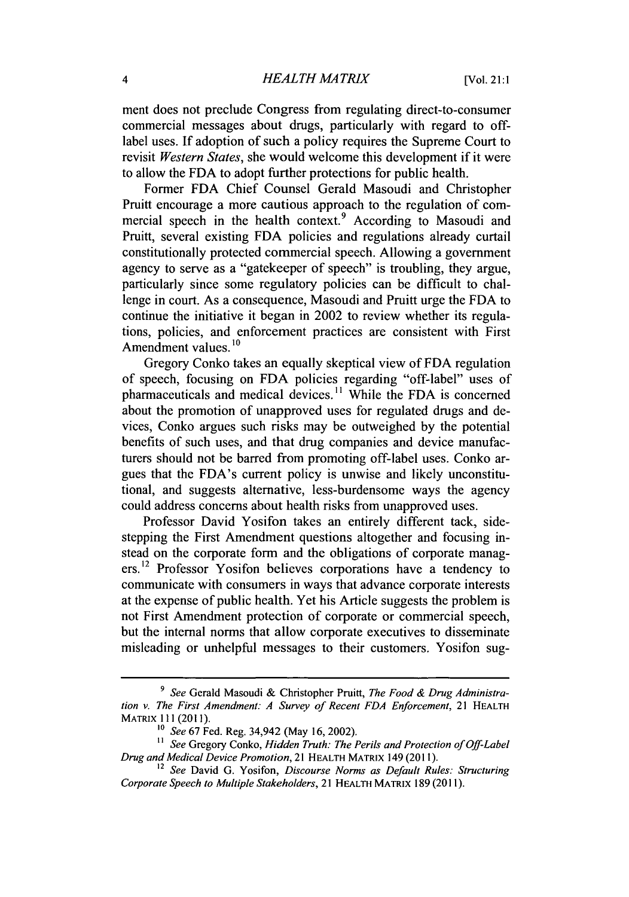ment does not preclude Congress from regulating direct-to-consumer commercial messages about drugs, particularly with regard to off-label uses. If adoption of such a policy requires the Supreme Court to revisit *Western States*, she would welcome this development if it were to allow the FDA to adopt further protections for public health.

Former FDA Chief Counsel Gerald Masoudi and Christopher Pruitt encourage a more cautious approach to the regulation of commercial speech in the health context.[9] According to Masoudi and Pruitt, several existing FDA policies and regulations already curtail constitutionally protected commercial speech. Allowing a government agency to serve as a "gatekeeper of speech" is troubling, they argue, particularly since some regulatory policies can be difficult to challenge in court. As a consequence, Masoudi and Pruitt urge the FDA to continue the initiative it began in 2002 to review whether its regulations, policies, and enforcement practices are consistent with First Amendment values.[10]

Gregory Conko takes an equally skeptical view of FDA regulation of speech, focusing on FDA policies regarding "off-label" uses of pharmaceuticals and medical devices.[11] While the FDA is concerned about the promotion of unapproved uses for regulated drugs and devices, Conko argues such risks may be outweighed by the potential benefits of such uses, and that drug companies and device manufacturers should not be barred from promoting off-label uses. Conko argues that the FDA's current policy is unwise and likely unconstitutional, and suggests alternative, less-burdensome ways the agency could address concerns about health risks from unapproved uses.

Professor David Yosifon takes an entirely different tack, sidestepping the First Amendment questions altogether and focusing instead on the corporate form and the obligations of corporate managers.[12] Professor Yosifon believes corporations have a tendency to communicate with consumers in ways that advance corporate interests at the expense of public health. Yet his Article suggests the problem is not First Amendment protection of corporate or commercial speech, but the internal norms that allow corporate executives to disseminate misleading or unhelpful messages to their customers. Yosifon sug-

---

[9] *See* Gerald Masoudi & Christopher Pruitt, *The Food & Drug Administration v. The First Amendment: A Survey of Recent FDA Enforcement*, 21 HEALTH MATRIX 111 (2011).

[10] *See* 67 Fed. Reg. 34,942 (May 16, 2002).

[11] *See* Gregory Conko, *Hidden Truth: The Perils and Protection of Off-Label Drug and Medical Device Promotion*, 21 HEALTH MATRIX 149 (2011).

[12] *See* David G. Yosifon, *Discourse Norms as Default Rules: Structuring Corporate Speech to Multiple Stakeholders*, 21 HEALTH MATRIX 189 (2011).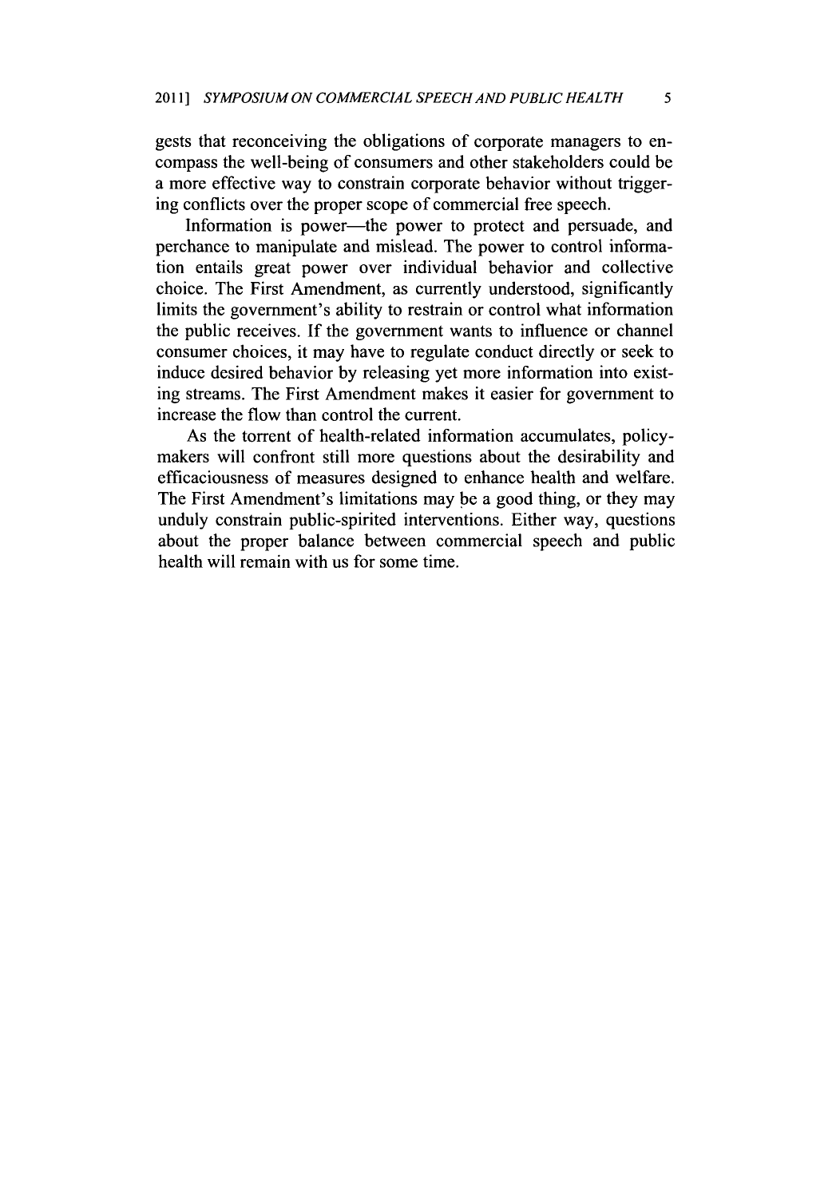gests that reconceiving the obligations of corporate managers to encompass the well-being of consumers and other stakeholders could be a more effective way to constrain corporate behavior without triggering conflicts over the proper scope of commercial free speech.

Information is power—the power to protect and persuade, and perchance to manipulate and mislead. The power to control information entails great power over individual behavior and collective choice. The First Amendment, as currently understood, significantly limits the government's ability to restrain or control what information the public receives. If the government wants to influence or channel consumer choices, it may have to regulate conduct directly or seek to induce desired behavior by releasing yet more information into existing streams. The First Amendment makes it easier for government to increase the flow than control the current.

As the torrent of health-related information accumulates, policymakers will confront still more questions about the desirability and efficaciousness of measures designed to enhance health and welfare. The First Amendment's limitations may be a good thing, or they may unduly constrain public-spirited interventions. Either way, questions about the proper balance between commercial speech and public health will remain with us for some time.